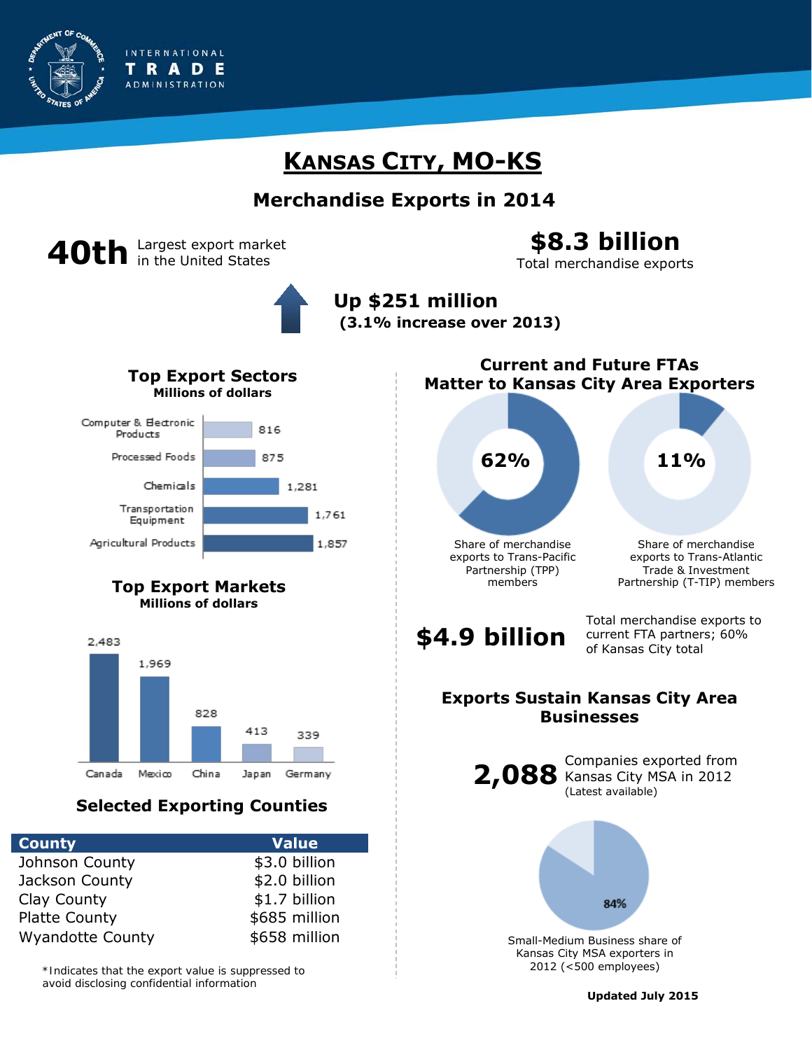INTERNATIONAL TRADE ADMINISTRATION

# KANSAS CITY, MO-KS

## Merchandise Exports in 2014

**40th** Largest export market in the United States

**$8.3 billion** Total merchandise exports

**Up $251 million (3.1% increase over 2013)**

### Top Export Sectors

**Millions of dollars**

| Sector | Value |
|---|---|
| Computer & Electronic Products | 816 |
| Processed Foods | 875 |
| Chemicals | 1,281 |
| Transportation Equipment | 1,761 |
| Agricultural Products | 1,857 |

### Top Export Markets

**Millions of dollars**

| Market | Value |
|---|---|
| Canada | 2,483 |
| Mexico | 1,969 |
| China | 828 |
| Japan | 413 |
| Germany | 339 |

### Selected Exporting Counties

| County | Value |
|---|---|
| Johnson County | $3.0 billion |
| Jackson County | $2.0 billion |
| Clay County | $1.7 billion |
| Platte County | $685 million |
| Wyandotte County | $658 million |

*Indicates that the export value is suppressed to avoid disclosing confidential information

### Current and Future FTAs Matter to Kansas City Area Exporters

**62%** Share of merchandise exports to Trans-Pacific Partnership (TPP) members

**11%** Share of merchandise exports to Trans-Atlantic Trade & Investment Partnership (T-TIP) members

**$4.9 billion** Total merchandise exports to current FTA partners; 60% of Kansas City total

### Exports Sustain Kansas City Area Businesses

**2,088** Companies exported from Kansas City MSA in 2012 (Latest available)

**84%** Small-Medium Business share of Kansas City MSA exporters in 2012 (<500 employees)

**Updated July 2015**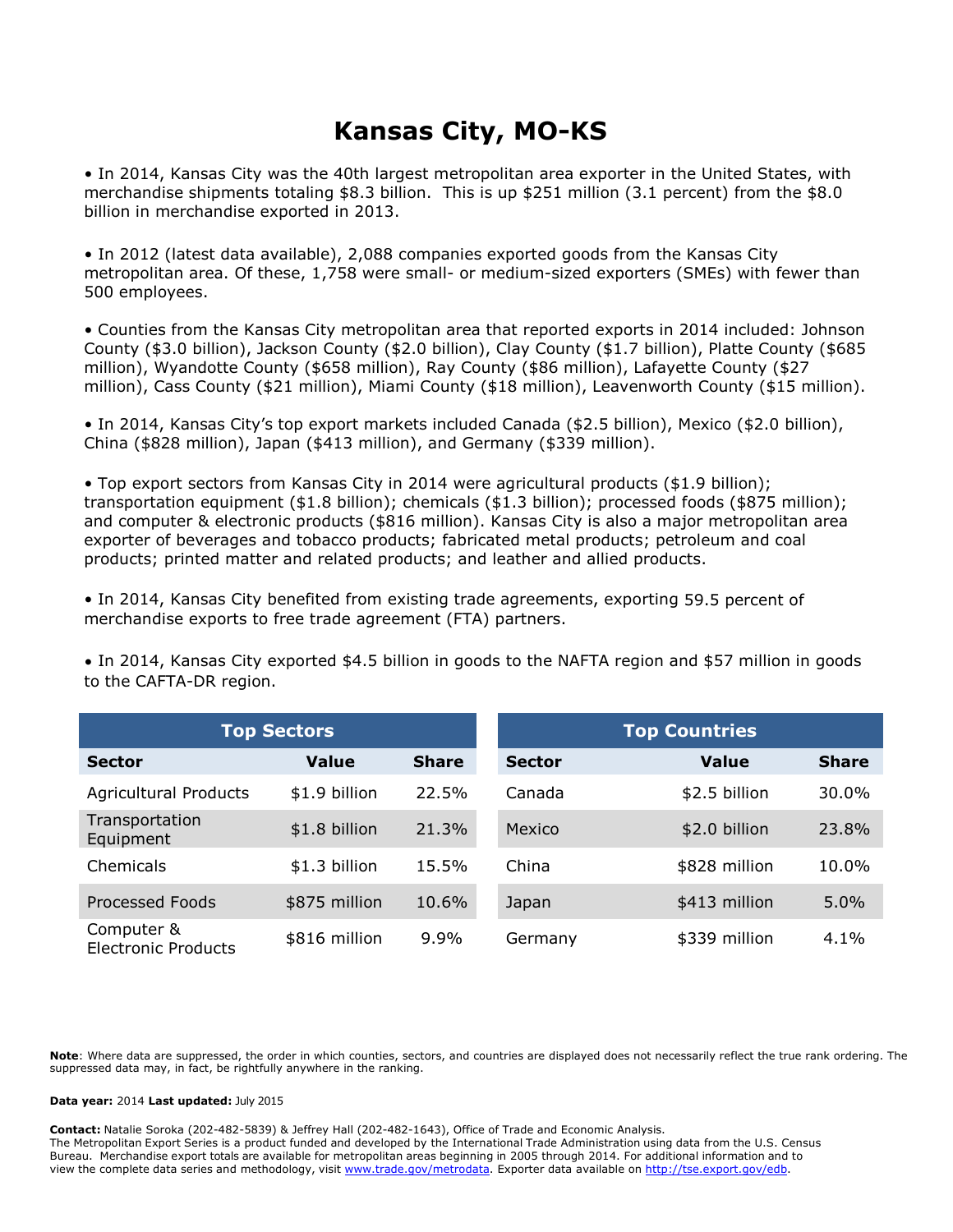# Kansas City, MO-KS

- In 2014, Kansas City was the 40th largest metropolitan area exporter in the United States, with merchandise shipments totaling $8.3 billion. This is up $251 million (3.1 percent) from the $8.0 billion in merchandise exported in 2013.

- In 2012 (latest data available), 2,088 companies exported goods from the Kansas City metropolitan area. Of these, 1,758 were small- or medium-sized exporters (SMEs) with fewer than 500 employees.

- Counties from the Kansas City metropolitan area that reported exports in 2014 included: Johnson County ($3.0 billion), Jackson County ($2.0 billion), Clay County ($1.7 billion), Platte County ($685 million), Wyandotte County ($658 million), Ray County ($86 million), Lafayette County ($27 million), Cass County ($21 million), Miami County ($18 million), Leavenworth County ($15 million).

- In 2014, Kansas City's top export markets included Canada ($2.5 billion), Mexico ($2.0 billion), China ($828 million), Japan ($413 million), and Germany ($339 million).

- Top export sectors from Kansas City in 2014 were agricultural products ($1.9 billion); transportation equipment ($1.8 billion); chemicals ($1.3 billion); processed foods ($875 million); and computer & electronic products ($816 million). Kansas City is also a major metropolitan area exporter of beverages and tobacco products; fabricated metal products; petroleum and coal products; printed matter and related products; and leather and allied products.

- In 2014, Kansas City benefited from existing trade agreements, exporting 59.5 percent of merchandise exports to free trade agreement (FTA) partners.

- In 2014, Kansas City exported $4.5 billion in goods to the NAFTA region and $57 million in goods to the CAFTA-DR region.

| Top Sectors | | |
|---|---|---|
| **Sector** | **Value** | **Share** |
| Agricultural Products | $1.9 billion | 22.5% |
| Transportation Equipment | $1.8 billion | 21.3% |
| Chemicals | $1.3 billion | 15.5% |
| Processed Foods | $875 million | 10.6% |
| Computer & Electronic Products | $816 million | 9.9% |

| Top Countries | | |
|---|---|---|
| **Sector** | **Value** | **Share** |
| Canada | $2.5 billion | 30.0% |
| Mexico | $2.0 billion | 23.8% |
| China | $828 million | 10.0% |
| Japan | $413 million | 5.0% |
| Germany | $339 million | 4.1% |

**Note**: Where data are suppressed, the order in which counties, sectors, and countries are displayed does not necessarily reflect the true rank ordering. The suppressed data may, in fact, be rightfully anywhere in the ranking.

**Data year:** 2014 **Last updated:** July 2015

**Contact:** Natalie Soroka (202-482-5839) & Jeffrey Hall (202-482-1643), Office of Trade and Economic Analysis.
The Metropolitan Export Series is a product funded and developed by the International Trade Administration using data from the U.S. Census Bureau. Merchandise export totals are available for metropolitan areas beginning in 2005 through 2014. For additional information and to view the complete data series and methodology, visit www.trade.gov/metrodata. Exporter data available on http://tse.export.gov/edb.